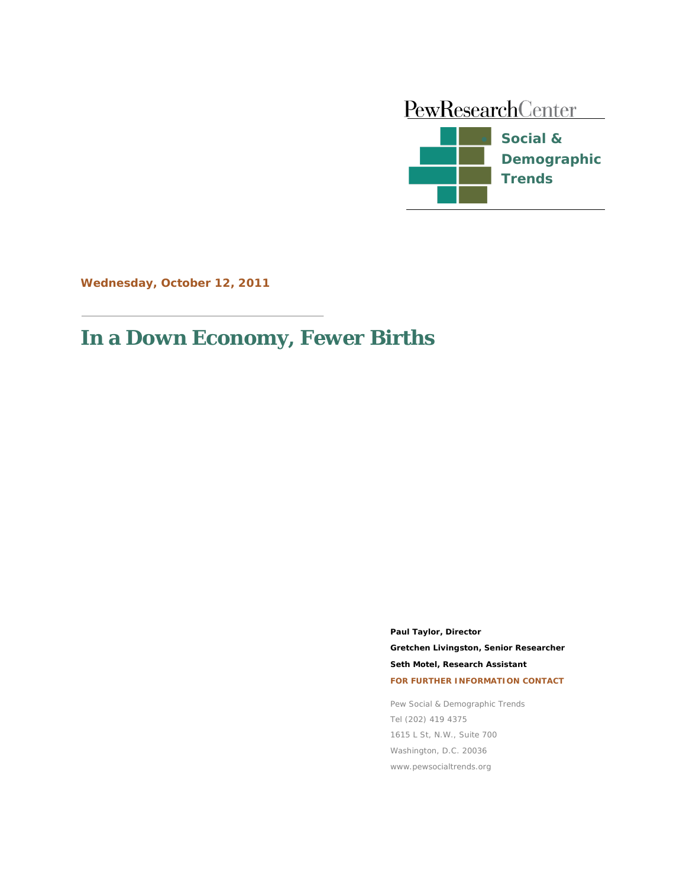PewResearchCenter

**Social & Demographic Trends**

**Wednesday, October 12, 2011**

# In a Down Economy, Fewer Births

**Paul Taylor, Director**

**Gretchen Livingston, Senior Researcher**

**Seth Motel, Research Assistant**

**FOR FURTHER INFORMATION CONTACT**

Pew Social & Demographic Trends
Tel (202) 419 4375
1615 L St, N.W., Suite 700
Washington, D.C. 20036
www.pewsocialtrends.org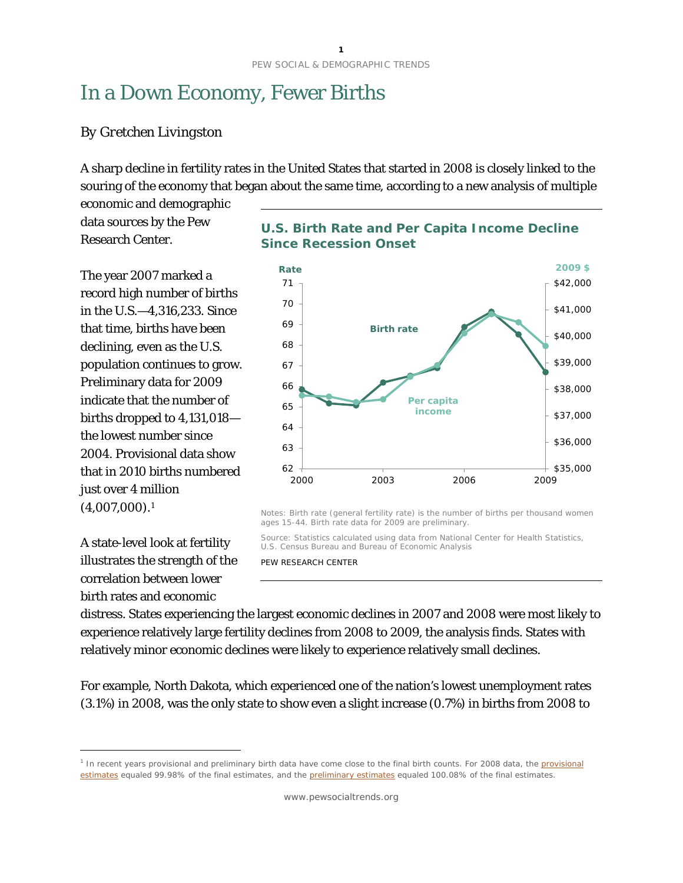# In a Down Economy, Fewer Births

By Gretchen Livingston

A sharp decline in fertility rates in the United States that started in 2008 is closely linked to the souring of the economy that began about the same time, according to a new analysis of multiple economic and demographic data sources by the Pew Research Center.

The year 2007 marked a record high number of births in the U.S.—4,316,233. Since that time, births have been declining, even as the U.S. population continues to grow. Preliminary data for 2009 indicate that the number of births dropped to 4,131,018—the lowest number since 2004. Provisional data show that in 2010 births numbered just over 4 million (4,007,000).[1]

**U.S. Birth Rate and Per Capita Income Decline Since Recession Onset**

Notes: Birth rate (general fertility rate) is the number of births per thousand women ages 15-44. Birth rate data for 2009 are preliminary.

Source: Statistics calculated using data from National Center for Health Statistics, U.S. Census Bureau and Bureau of Economic Analysis

PEW RESEARCH CENTER

A state-level look at fertility illustrates the strength of the correlation between lower birth rates and economic distress. States experiencing the largest economic declines in 2007 and 2008 were most likely to experience relatively large fertility declines from 2008 to 2009, the analysis finds. States with relatively minor economic declines were likely to experience relatively small declines.

For example, North Dakota, which experienced one of the nation's lowest unemployment rates (3.1%) in 2008, was the only state to show even a slight increase (0.7%) in births from 2008 to

---

[1] In recent years provisional and preliminary birth data have come close to the final birth counts. For 2008 data, the provisional estimates equaled 99.98% of the final estimates, and the preliminary estimates equaled 100.08% of the final estimates.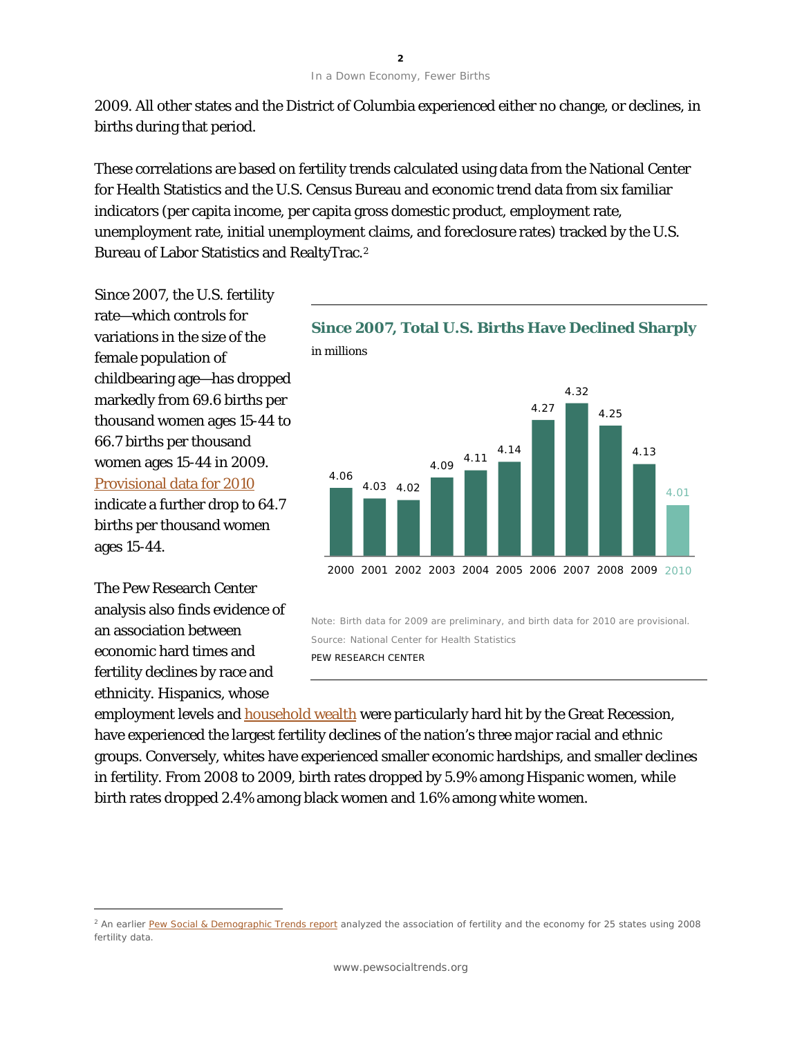2009. All other states and the District of Columbia experienced either no change, or declines, in births during that period.

These correlations are based on fertility trends calculated using data from the National Center for Health Statistics and the U.S. Census Bureau and economic trend data from six familiar indicators (per capita income, per capita gross domestic product, employment rate, unemployment rate, initial unemployment claims, and foreclosure rates) tracked by the U.S. Bureau of Labor Statistics and RealtyTrac.[2]

Since 2007, the U.S. fertility rate—which controls for variations in the size of the female population of childbearing age—has dropped markedly from 69.6 births per thousand women ages 15-44 to 66.7 births per thousand women ages 15-44 in 2009. [Provisional data for 2010](#) indicate a further drop to 64.7 births per thousand women ages 15-44.

**Since 2007, Total U.S. Births Have Declined Sharply**

in millions

| Year | Births (millions) |
|---|---|
| 2000 | 4.06 |
| 2001 | 4.03 |
| 2002 | 4.02 |
| 2003 | 4.09 |
| 2004 | 4.11 |
| 2005 | 4.14 |
| 2006 | 4.27 |
| 2007 | 4.32 |
| 2008 | 4.25 |
| 2009 | 4.13 |
| 2010 | 4.01 |

Note: Birth data for 2009 are preliminary, and birth data for 2010 are provisional.

Source: National Center for Health Statistics

PEW RESEARCH CENTER

The Pew Research Center analysis also finds evidence of an association between economic hard times and fertility declines by race and ethnicity. Hispanics, whose employment levels and household wealth were particularly hard hit by the Great Recession, have experienced the largest fertility declines of the nation's three major racial and ethnic groups. Conversely, whites have experienced smaller economic hardships, and smaller declines in fertility. From 2008 to 2009, birth rates dropped by 5.9% among Hispanic women, while birth rates dropped 2.4% among black women and 1.6% among white women.

---

[2] An earlier Pew Social & Demographic Trends report analyzed the association of fertility and the economy for 25 states using 2008 fertility data.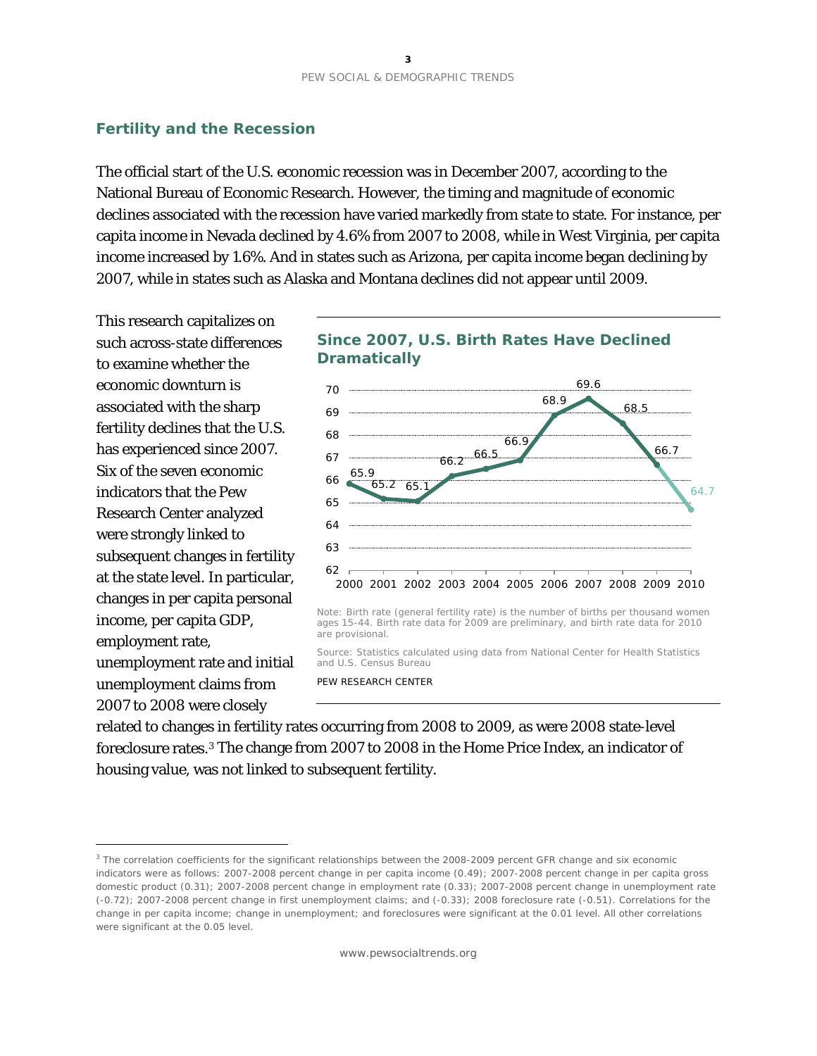## Fertility and the Recession

The official start of the U.S. economic recession was in December 2007, according to the National Bureau of Economic Research. However, the timing and magnitude of economic declines associated with the recession have varied markedly from state to state. For instance, per capita income in Nevada declined by 4.6% from 2007 to 2008, while in West Virginia, per capita income increased by 1.6%. And in states such as Arizona, per capita income began declining by 2007, while in states such as Alaska and Montana declines did not appear until 2009.

This research capitalizes on such across-state differences to examine whether the economic downturn is associated with the sharp fertility declines that the U.S. has experienced since 2007. Six of the seven economic indicators that the Pew Research Center analyzed were strongly linked to subsequent changes in fertility at the state level. In particular, changes in per capita personal income, per capita GDP, employment rate, unemployment rate and initial unemployment claims from 2007 to 2008 were closely related to changes in fertility rates occurring from 2008 to 2009, as were 2008 state-level foreclosure rates.[3] The change from 2007 to 2008 in the Home Price Index, an indicator of housing value, was not linked to subsequent fertility.

**Since 2007, U.S. Birth Rates Have Declined Dramatically**

| Year | 2000 | 2001 | 2002 | 2003 | 2004 | 2005 | 2006 | 2007 | 2008 | 2009 | 2010 |
|---|---|---|---|---|---|---|---|---|---|---|---|
| Birth rate | 65.9 | 65.2 | 65.1 | 66.2 | 66.5 | 66.9 | 68.9 | 69.6 | 68.5 | 66.7 | 64.7 |

Note: Birth rate (general fertility rate) is the number of births per thousand women ages 15-44. Birth rate data for 2009 are preliminary, and birth rate data for 2010 are provisional.

Source: Statistics calculated using data from National Center for Health Statistics and U.S. Census Bureau

PEW RESEARCH CENTER

---

[3] The correlation coefficients for the significant relationships between the 2008-2009 percent GFR change and six economic indicators were as follows: 2007-2008 percent change in per capita income (0.49); 2007-2008 percent change in per capita gross domestic product (0.31); 2007-2008 percent change in employment rate (0.33); 2007-2008 percent change in unemployment rate (-0.72); 2007-2008 percent change in first unemployment claims; and (-0.33); 2008 foreclosure rate (-0.51). Correlations for the change in per capita income; change in unemployment; and foreclosures were significant at the 0.01 level. All other correlations were significant at the 0.05 level.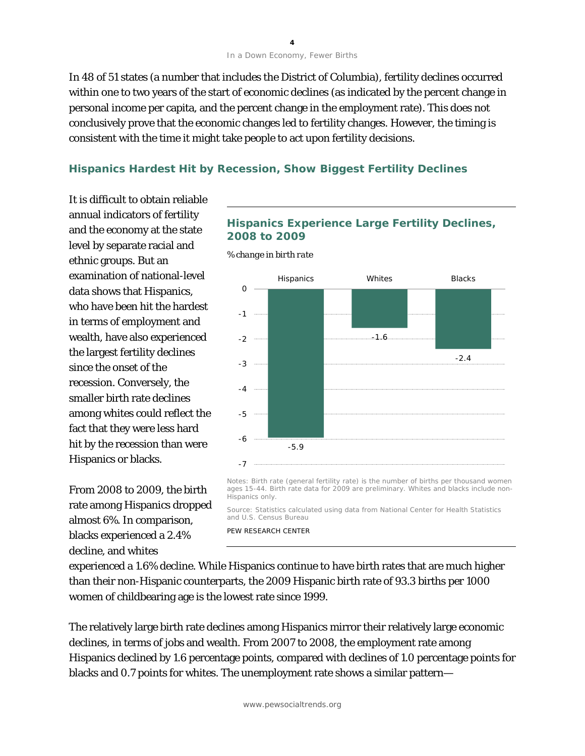In 48 of 51 states (a number that includes the District of Columbia), fertility declines occurred within one to two years of the start of economic declines (as indicated by the percent change in personal income per capita, and the percent change in the employment rate). This does not conclusively prove that the economic changes led to fertility changes. However, the timing is consistent with the time it might take people to act upon fertility decisions.

## Hispanics Hardest Hit by Recession, Show Biggest Fertility Declines

It is difficult to obtain reliable annual indicators of fertility and the economy at the state level by separate racial and ethnic groups. But an examination of national-level data shows that Hispanics, who have been hit the hardest in terms of employment and wealth, have also experienced the largest fertility declines since the onset of the recession. Conversely, the smaller birth rate declines among whites could reflect the fact that they were less hard hit by the recession than were Hispanics or blacks.

### Hispanics Experience Large Fertility Declines, 2008 to 2009

*% change in birth rate*

| | Hispanics | Whites | Blacks |
|---|---|---|---|
| % change in birth rate | -5.9 | -1.6 | -2.4 |

Notes: Birth rate (general fertility rate) is the number of births per thousand women ages 15-44. Birth rate data for 2009 are preliminary. Whites and blacks include non-Hispanics only.

Source: Statistics calculated using data from National Center for Health Statistics and U.S. Census Bureau

PEW RESEARCH CENTER

From 2008 to 2009, the birth rate among Hispanics dropped almost 6%. In comparison, blacks experienced a 2.4% decline, and whites experienced a 1.6% decline. While Hispanics continue to have birth rates that are much higher than their non-Hispanic counterparts, the 2009 Hispanic birth rate of 93.3 births per 1000 women of childbearing age is the lowest rate since 1999.

The relatively large birth rate declines among Hispanics mirror their relatively large economic declines, in terms of jobs and wealth. From 2007 to 2008, the employment rate among Hispanics declined by 1.6 percentage points, compared with declines of 1.0 percentage points for blacks and 0.7 points for whites. The unemployment rate shows a similar pattern—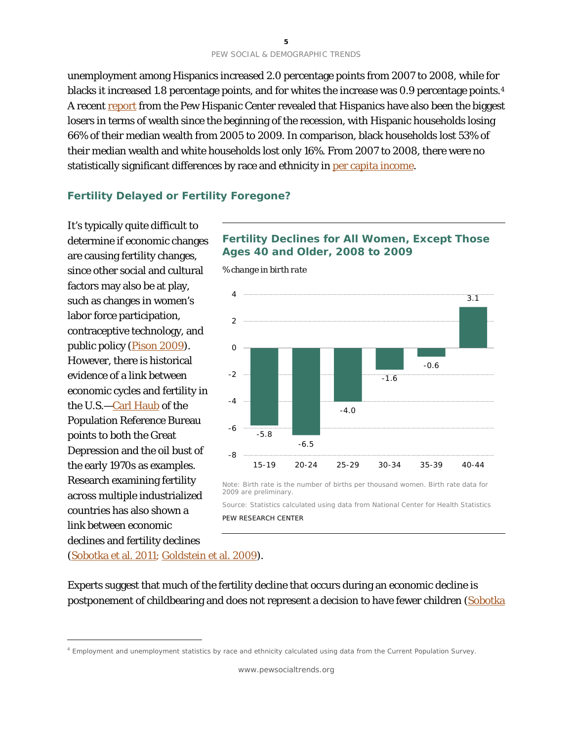unemployment among Hispanics increased 2.0 percentage points from 2007 to 2008, while for blacks it increased 1.8 percentage points, and for whites the increase was 0.9 percentage points.[4] A recent report from the Pew Hispanic Center revealed that Hispanics have also been the biggest losers in terms of wealth since the beginning of the recession, with Hispanic households losing 66% of their median wealth from 2005 to 2009. In comparison, black households lost 53% of their median wealth and white households lost only 16%. From 2007 to 2008, there were no statistically significant differences by race and ethnicity in per capita income.

## Fertility Delayed or Fertility Foregone?

It's typically quite difficult to determine if economic changes are causing fertility changes, since other social and cultural factors may also be at play, such as changes in women's labor force participation, contraceptive technology, and public policy (Pison 2009). However, there is historical evidence of a link between economic cycles and fertility in the U.S.—Carl Haub of the Population Reference Bureau points to both the Great Depression and the oil bust of the early 1970s as examples. Research examining fertility across multiple industrialized countries has also shown a link between economic declines and fertility declines (Sobotka et al. 2011; Goldstein et al. 2009).

### Fertility Declines for All Women, Except Those Ages 40 and Older, 2008 to 2009

*% change in birth rate*

| Age | % change |
|---|---|
| 15-19 | -5.8 |
| 20-24 | -6.5 |
| 25-29 | -4.0 |
| 30-34 | -1.6 |
| 35-39 | -0.6 |
| 40-44 | 3.1 |

Note: Birth rate is the number of births per thousand women. Birth rate data for 2009 are preliminary.

Source: Statistics calculated using data from National Center for Health Statistics

PEW RESEARCH CENTER

Experts suggest that much of the fertility decline that occurs during an economic decline is postponement of childbearing and does not represent a decision to have fewer children (Sobotka

[4] Employment and unemployment statistics by race and ethnicity calculated using data from the Current Population Survey.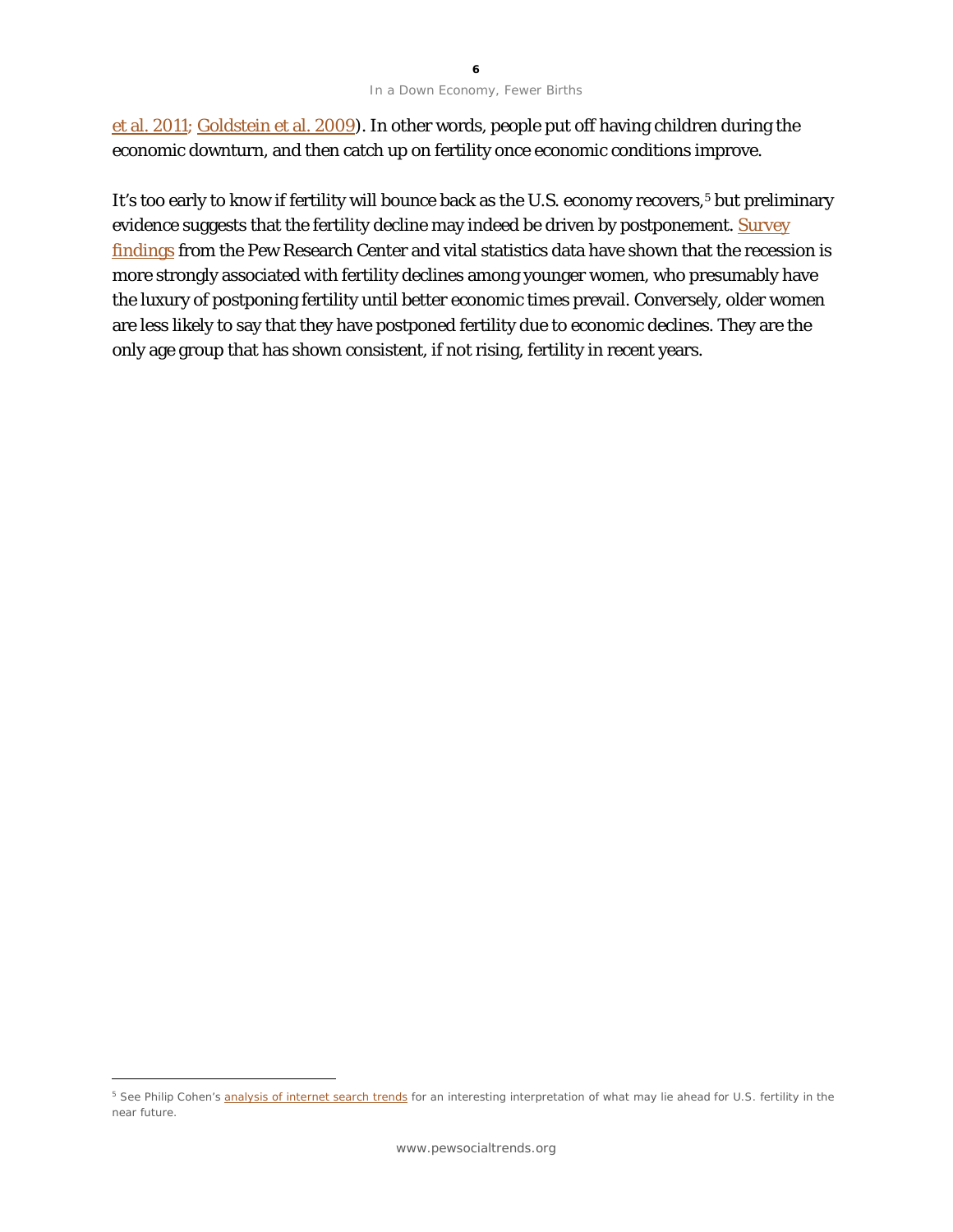et al. 2011; Goldstein et al. 2009). In other words, people put off having children during the economic downturn, and then catch up on fertility once economic conditions improve.

It's too early to know if fertility will bounce back as the U.S. economy recovers,[5] but preliminary evidence suggests that the fertility decline may indeed be driven by postponement. Survey findings from the Pew Research Center and vital statistics data have shown that the recession is more strongly associated with fertility declines among younger women, who presumably have the luxury of postponing fertility until better economic times prevail. Conversely, older women are less likely to say that they have postponed fertility due to economic declines. They are the only age group that has shown consistent, if not rising, fertility in recent years.

---

[5] See Philip Cohen's analysis of internet search trends for an interesting interpretation of what may lie ahead for U.S. fertility in the near future.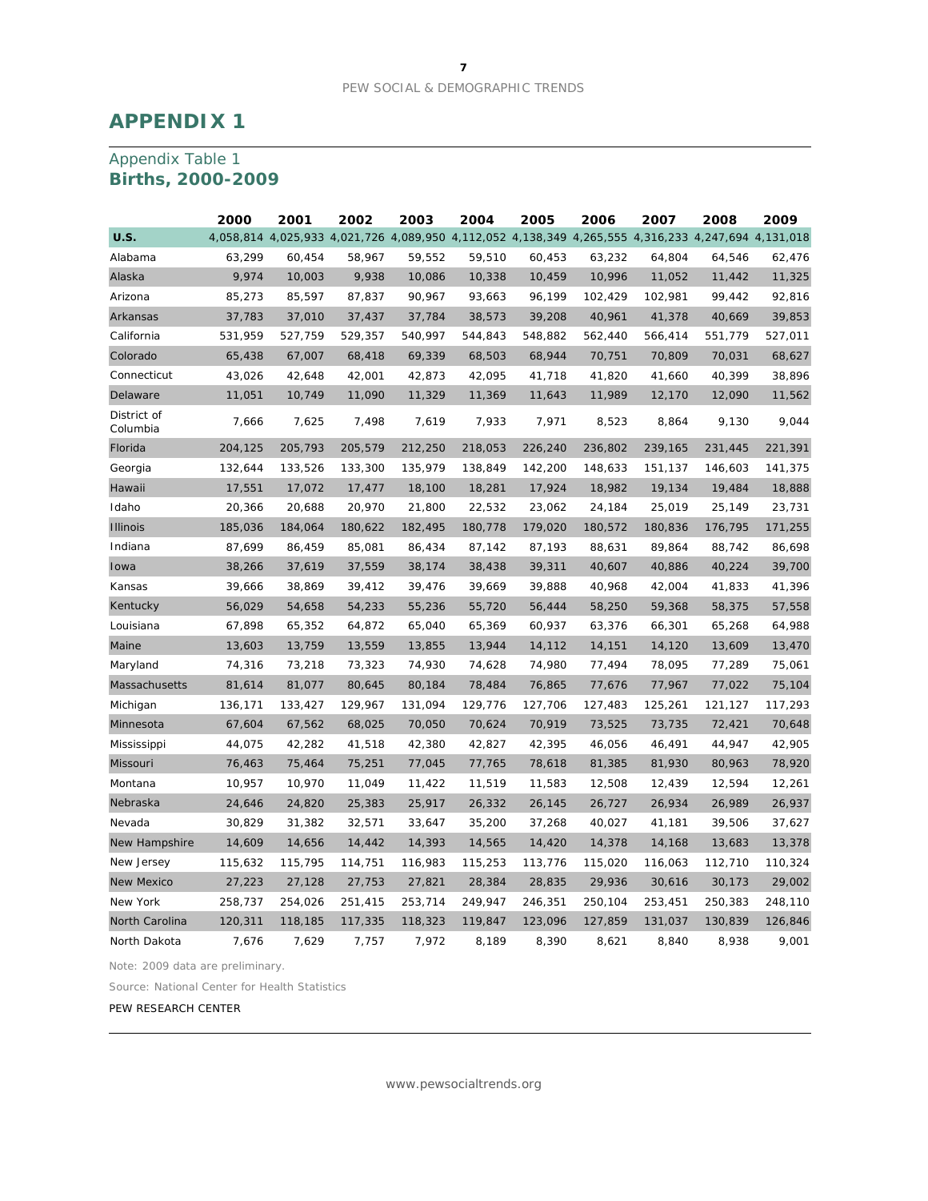# APPENDIX 1

## Appendix Table 1
**Births, 2000-2009**

| | 2000 | 2001 | 2002 | 2003 | 2004 | 2005 | 2006 | 2007 | 2008 | 2009 |
|---|---|---|---|---|---|---|---|---|---|---|
| **U.S.** | 4,058,814 | 4,025,933 | 4,021,726 | 4,089,950 | 4,112,052 | 4,138,349 | 4,265,555 | 4,316,233 | 4,247,694 | 4,131,018 |
| Alabama | 63,299 | 60,454 | 58,967 | 59,552 | 59,510 | 60,453 | 63,232 | 64,804 | 64,546 | 62,476 |
| Alaska | 9,974 | 10,003 | 9,938 | 10,086 | 10,338 | 10,459 | 10,996 | 11,052 | 11,442 | 11,325 |
| Arizona | 85,273 | 85,597 | 87,837 | 90,967 | 93,663 | 96,199 | 102,429 | 102,981 | 99,442 | 92,816 |
| Arkansas | 37,783 | 37,010 | 37,437 | 37,784 | 38,573 | 39,208 | 40,961 | 41,378 | 40,669 | 39,853 |
| California | 531,959 | 527,759 | 529,357 | 540,997 | 544,843 | 548,882 | 562,440 | 566,414 | 551,779 | 527,011 |
| Colorado | 65,438 | 67,007 | 68,418 | 69,339 | 68,503 | 68,944 | 70,751 | 70,809 | 70,031 | 68,627 |
| Connecticut | 43,026 | 42,648 | 42,001 | 42,873 | 42,095 | 41,718 | 41,820 | 41,660 | 40,399 | 38,896 |
| Delaware | 11,051 | 10,749 | 11,090 | 11,329 | 11,369 | 11,643 | 11,989 | 12,170 | 12,090 | 11,562 |
| District of Columbia | 7,666 | 7,625 | 7,498 | 7,619 | 7,933 | 7,971 | 8,523 | 8,864 | 9,130 | 9,044 |
| Florida | 204,125 | 205,793 | 205,579 | 212,250 | 218,053 | 226,240 | 236,802 | 239,165 | 231,445 | 221,391 |
| Georgia | 132,644 | 133,526 | 133,300 | 135,979 | 138,849 | 142,200 | 148,633 | 151,137 | 146,603 | 141,375 |
| Hawaii | 17,551 | 17,072 | 17,477 | 18,100 | 18,281 | 17,924 | 18,982 | 19,134 | 19,484 | 18,888 |
| Idaho | 20,366 | 20,688 | 20,970 | 21,800 | 22,532 | 23,062 | 24,184 | 25,019 | 25,149 | 23,731 |
| Illinois | 185,036 | 184,064 | 180,622 | 182,495 | 180,778 | 179,020 | 180,572 | 180,836 | 176,795 | 171,255 |
| Indiana | 87,699 | 86,459 | 85,081 | 86,434 | 87,142 | 87,193 | 88,631 | 89,864 | 88,742 | 86,698 |
| Iowa | 38,266 | 37,619 | 37,559 | 38,174 | 38,438 | 39,311 | 40,607 | 40,886 | 40,224 | 39,700 |
| Kansas | 39,666 | 38,869 | 39,412 | 39,476 | 39,669 | 39,888 | 40,968 | 42,004 | 41,833 | 41,396 |
| Kentucky | 56,029 | 54,658 | 54,233 | 55,236 | 55,720 | 56,444 | 58,250 | 59,368 | 58,375 | 57,558 |
| Louisiana | 67,898 | 65,352 | 64,872 | 65,040 | 65,369 | 60,937 | 63,376 | 66,301 | 65,268 | 64,988 |
| Maine | 13,603 | 13,759 | 13,559 | 13,855 | 13,944 | 14,112 | 14,151 | 14,120 | 13,609 | 13,470 |
| Maryland | 74,316 | 73,218 | 73,323 | 74,930 | 74,628 | 74,980 | 77,494 | 78,095 | 77,289 | 75,061 |
| Massachusetts | 81,614 | 81,077 | 80,645 | 80,184 | 78,484 | 76,865 | 77,676 | 77,967 | 77,022 | 75,104 |
| Michigan | 136,171 | 133,427 | 129,967 | 131,094 | 129,776 | 127,706 | 127,483 | 125,261 | 121,127 | 117,293 |
| Minnesota | 67,604 | 67,562 | 68,025 | 70,050 | 70,624 | 70,919 | 73,525 | 73,735 | 72,421 | 70,648 |
| Mississippi | 44,075 | 42,282 | 41,518 | 42,380 | 42,827 | 42,395 | 46,056 | 46,491 | 44,947 | 42,905 |
| Missouri | 76,463 | 75,464 | 75,251 | 77,045 | 77,765 | 78,618 | 81,385 | 81,930 | 80,963 | 78,920 |
| Montana | 10,957 | 10,970 | 11,049 | 11,422 | 11,519 | 11,583 | 12,508 | 12,439 | 12,594 | 12,261 |
| Nebraska | 24,646 | 24,820 | 25,383 | 25,917 | 26,332 | 26,145 | 26,727 | 26,934 | 26,989 | 26,937 |
| Nevada | 30,829 | 31,382 | 32,571 | 33,647 | 35,200 | 37,268 | 40,027 | 41,181 | 39,506 | 37,627 |
| New Hampshire | 14,609 | 14,656 | 14,442 | 14,393 | 14,565 | 14,420 | 14,378 | 14,168 | 13,683 | 13,378 |
| New Jersey | 115,632 | 115,795 | 114,751 | 116,983 | 115,253 | 113,776 | 115,020 | 116,063 | 112,710 | 110,324 |
| New Mexico | 27,223 | 27,128 | 27,753 | 27,821 | 28,384 | 28,835 | 29,936 | 30,616 | 30,173 | 29,002 |
| New York | 258,737 | 254,026 | 251,415 | 253,714 | 249,947 | 246,351 | 250,104 | 253,451 | 250,383 | 248,110 |
| North Carolina | 120,311 | 118,185 | 117,335 | 118,323 | 119,847 | 123,096 | 127,859 | 131,037 | 130,839 | 126,846 |
| North Dakota | 7,676 | 7,629 | 7,757 | 7,972 | 8,189 | 8,390 | 8,621 | 8,840 | 8,938 | 9,001 |

Note: 2009 data are preliminary.

Source: National Center for Health Statistics

PEW RESEARCH CENTER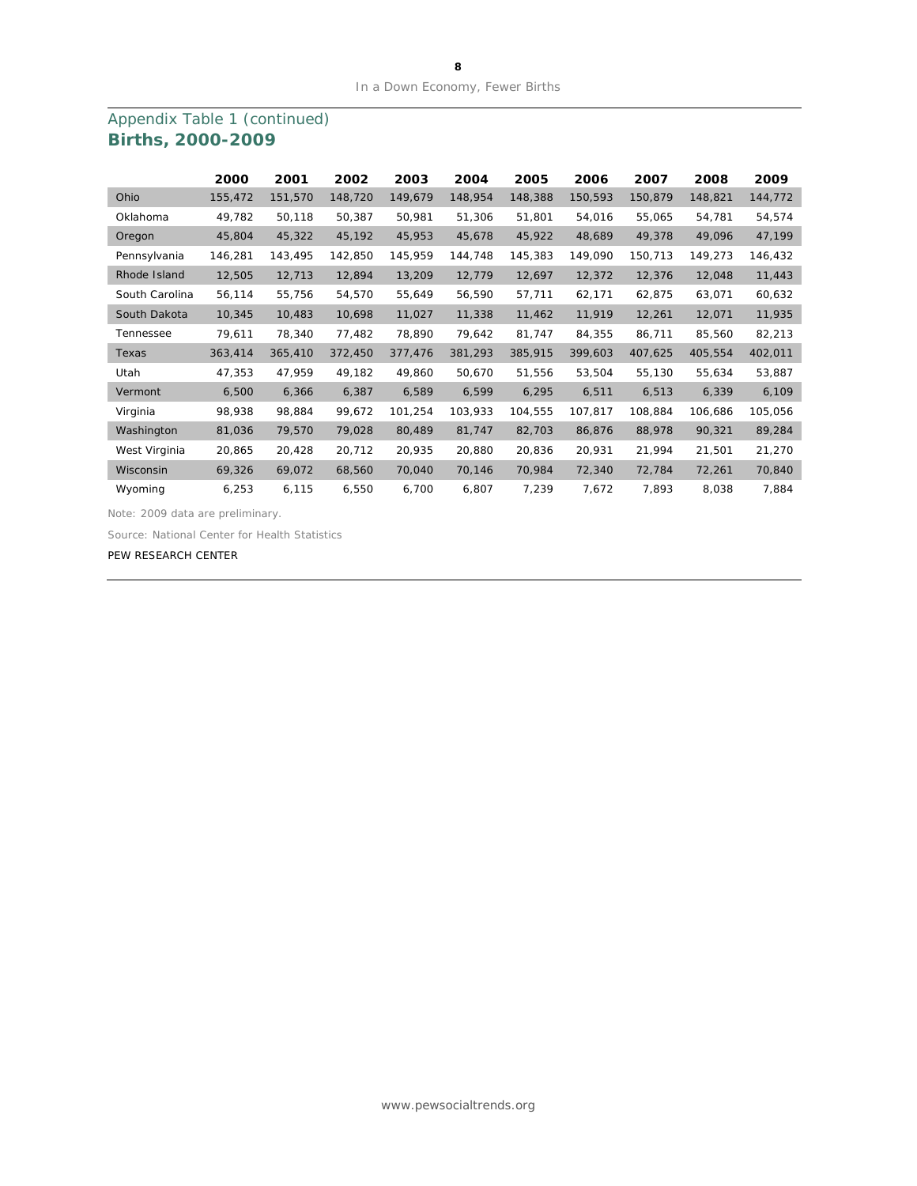## Appendix Table 1 (continued)

### Births, 2000-2009

| | 2000 | 2001 | 2002 | 2003 | 2004 | 2005 | 2006 | 2007 | 2008 | 2009 |
|---|---|---|---|---|---|---|---|---|---|---|
| Ohio | 155,472 | 151,570 | 148,720 | 149,679 | 148,954 | 148,388 | 150,593 | 150,879 | 148,821 | 144,772 |
| Oklahoma | 49,782 | 50,118 | 50,387 | 50,981 | 51,306 | 51,801 | 54,016 | 55,065 | 54,781 | 54,574 |
| Oregon | 45,804 | 45,322 | 45,192 | 45,953 | 45,678 | 45,922 | 48,689 | 49,378 | 49,096 | 47,199 |
| Pennsylvania | 146,281 | 143,495 | 142,850 | 145,959 | 144,748 | 145,383 | 149,090 | 150,713 | 149,273 | 146,432 |
| Rhode Island | 12,505 | 12,713 | 12,894 | 13,209 | 12,779 | 12,697 | 12,372 | 12,376 | 12,048 | 11,443 |
| South Carolina | 56,114 | 55,756 | 54,570 | 55,649 | 56,590 | 57,711 | 62,171 | 62,875 | 63,071 | 60,632 |
| South Dakota | 10,345 | 10,483 | 10,698 | 11,027 | 11,338 | 11,462 | 11,919 | 12,261 | 12,071 | 11,935 |
| Tennessee | 79,611 | 78,340 | 77,482 | 78,890 | 79,642 | 81,747 | 84,355 | 86,711 | 85,560 | 82,213 |
| Texas | 363,414 | 365,410 | 372,450 | 377,476 | 381,293 | 385,915 | 399,603 | 407,625 | 405,554 | 402,011 |
| Utah | 47,353 | 47,959 | 49,182 | 49,860 | 50,670 | 51,556 | 53,504 | 55,130 | 55,634 | 53,887 |
| Vermont | 6,500 | 6,366 | 6,387 | 6,589 | 6,599 | 6,295 | 6,511 | 6,513 | 6,339 | 6,109 |
| Virginia | 98,938 | 98,884 | 99,672 | 101,254 | 103,933 | 104,555 | 107,817 | 108,884 | 106,686 | 105,056 |
| Washington | 81,036 | 79,570 | 79,028 | 80,489 | 81,747 | 82,703 | 86,876 | 88,978 | 90,321 | 89,284 |
| West Virginia | 20,865 | 20,428 | 20,712 | 20,935 | 20,880 | 20,836 | 20,931 | 21,994 | 21,501 | 21,270 |
| Wisconsin | 69,326 | 69,072 | 68,560 | 70,040 | 70,146 | 70,984 | 72,340 | 72,784 | 72,261 | 70,840 |
| Wyoming | 6,253 | 6,115 | 6,550 | 6,700 | 6,807 | 7,239 | 7,672 | 7,893 | 8,038 | 7,884 |

Note: 2009 data are preliminary.

Source: National Center for Health Statistics

PEW RESEARCH CENTER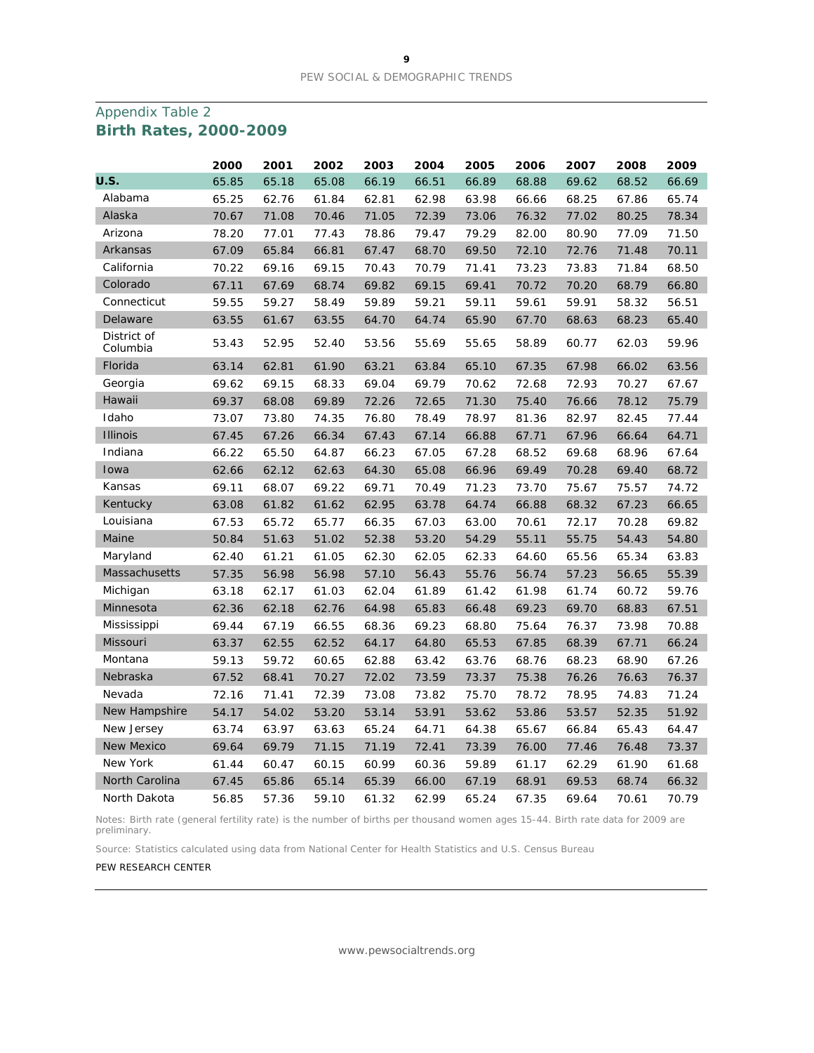## Appendix Table 2

### Birth Rates, 2000-2009

| | 2000 | 2001 | 2002 | 2003 | 2004 | 2005 | 2006 | 2007 | 2008 | 2009 |
|---|---|---|---|---|---|---|---|---|---|---|
| **U.S.** | 65.85 | 65.18 | 65.08 | 66.19 | 66.51 | 66.89 | 68.88 | 69.62 | 68.52 | 66.69 |
| Alabama | 65.25 | 62.76 | 61.84 | 62.81 | 62.98 | 63.98 | 66.66 | 68.25 | 67.86 | 65.74 |
| Alaska | 70.67 | 71.08 | 70.46 | 71.05 | 72.39 | 73.06 | 76.32 | 77.02 | 80.25 | 78.34 |
| Arizona | 78.20 | 77.01 | 77.43 | 78.86 | 79.47 | 79.29 | 82.00 | 80.90 | 77.09 | 71.50 |
| Arkansas | 67.09 | 65.84 | 66.81 | 67.47 | 68.70 | 69.50 | 72.10 | 72.76 | 71.48 | 70.11 |
| California | 70.22 | 69.16 | 69.15 | 70.43 | 70.79 | 71.41 | 73.23 | 73.83 | 71.84 | 68.50 |
| Colorado | 67.11 | 67.69 | 68.74 | 69.82 | 69.15 | 69.41 | 70.72 | 70.20 | 68.79 | 66.80 |
| Connecticut | 59.55 | 59.27 | 58.49 | 59.89 | 59.21 | 59.11 | 59.61 | 59.91 | 58.32 | 56.51 |
| Delaware | 63.55 | 61.67 | 63.55 | 64.70 | 64.74 | 65.90 | 67.70 | 68.63 | 68.23 | 65.40 |
| District of Columbia | 53.43 | 52.95 | 52.40 | 53.56 | 55.69 | 55.65 | 58.89 | 60.77 | 62.03 | 59.96 |
| Florida | 63.14 | 62.81 | 61.90 | 63.21 | 63.84 | 65.10 | 67.35 | 67.98 | 66.02 | 63.56 |
| Georgia | 69.62 | 69.15 | 68.33 | 69.04 | 69.79 | 70.62 | 72.68 | 72.93 | 70.27 | 67.67 |
| Hawaii | 69.37 | 68.08 | 69.89 | 72.26 | 72.65 | 71.30 | 75.40 | 76.66 | 78.12 | 75.79 |
| Idaho | 73.07 | 73.80 | 74.35 | 76.80 | 78.49 | 78.97 | 81.36 | 82.97 | 82.45 | 77.44 |
| Illinois | 67.45 | 67.26 | 66.34 | 67.43 | 67.14 | 66.88 | 67.71 | 67.96 | 66.64 | 64.71 |
| Indiana | 66.22 | 65.50 | 64.87 | 66.23 | 67.05 | 67.28 | 68.52 | 69.68 | 68.96 | 67.64 |
| Iowa | 62.66 | 62.12 | 62.63 | 64.30 | 65.08 | 66.96 | 69.49 | 70.28 | 69.40 | 68.72 |
| Kansas | 69.11 | 68.07 | 69.22 | 69.71 | 70.49 | 71.23 | 73.70 | 75.67 | 75.57 | 74.72 |
| Kentucky | 63.08 | 61.82 | 61.62 | 62.95 | 63.78 | 64.74 | 66.88 | 68.32 | 67.23 | 66.65 |
| Louisiana | 67.53 | 65.72 | 65.77 | 66.35 | 67.03 | 63.00 | 70.61 | 72.17 | 70.28 | 69.82 |
| Maine | 50.84 | 51.63 | 51.02 | 52.38 | 53.20 | 54.29 | 55.11 | 55.75 | 54.43 | 54.80 |
| Maryland | 62.40 | 61.21 | 61.05 | 62.30 | 62.05 | 62.33 | 64.60 | 65.56 | 65.34 | 63.83 |
| Massachusetts | 57.35 | 56.98 | 56.98 | 57.10 | 56.43 | 55.76 | 56.74 | 57.23 | 56.65 | 55.39 |
| Michigan | 63.18 | 62.17 | 61.03 | 62.04 | 61.89 | 61.42 | 61.98 | 61.74 | 60.72 | 59.76 |
| Minnesota | 62.36 | 62.18 | 62.76 | 64.98 | 65.83 | 66.48 | 69.23 | 69.70 | 68.83 | 67.51 |
| Mississippi | 69.44 | 67.19 | 66.55 | 68.36 | 69.23 | 68.80 | 75.64 | 76.37 | 73.98 | 70.88 |
| Missouri | 63.37 | 62.55 | 62.52 | 64.17 | 64.80 | 65.53 | 67.85 | 68.39 | 67.71 | 66.24 |
| Montana | 59.13 | 59.72 | 60.65 | 62.88 | 63.42 | 63.76 | 68.76 | 68.23 | 68.90 | 67.26 |
| Nebraska | 67.52 | 68.41 | 70.27 | 72.02 | 73.59 | 73.37 | 75.38 | 76.26 | 76.63 | 76.37 |
| Nevada | 72.16 | 71.41 | 72.39 | 73.08 | 73.82 | 75.70 | 78.72 | 78.95 | 74.83 | 71.24 |
| New Hampshire | 54.17 | 54.02 | 53.20 | 53.14 | 53.91 | 53.62 | 53.86 | 53.57 | 52.35 | 51.92 |
| New Jersey | 63.74 | 63.97 | 63.63 | 65.24 | 64.71 | 64.38 | 65.67 | 66.84 | 65.43 | 64.47 |
| New Mexico | 69.64 | 69.79 | 71.15 | 71.19 | 72.41 | 73.39 | 76.00 | 77.46 | 76.48 | 73.37 |
| New York | 61.44 | 60.47 | 60.15 | 60.99 | 60.36 | 59.89 | 61.17 | 62.29 | 61.90 | 61.68 |
| North Carolina | 67.45 | 65.86 | 65.14 | 65.39 | 66.00 | 67.19 | 68.91 | 69.53 | 68.74 | 66.32 |
| North Dakota | 56.85 | 57.36 | 59.10 | 61.32 | 62.99 | 65.24 | 67.35 | 69.64 | 70.61 | 70.79 |

Notes: Birth rate (general fertility rate) is the number of births per thousand women ages 15-44. Birth rate data for 2009 are preliminary.

Source: Statistics calculated using data from National Center for Health Statistics and U.S. Census Bureau

PEW RESEARCH CENTER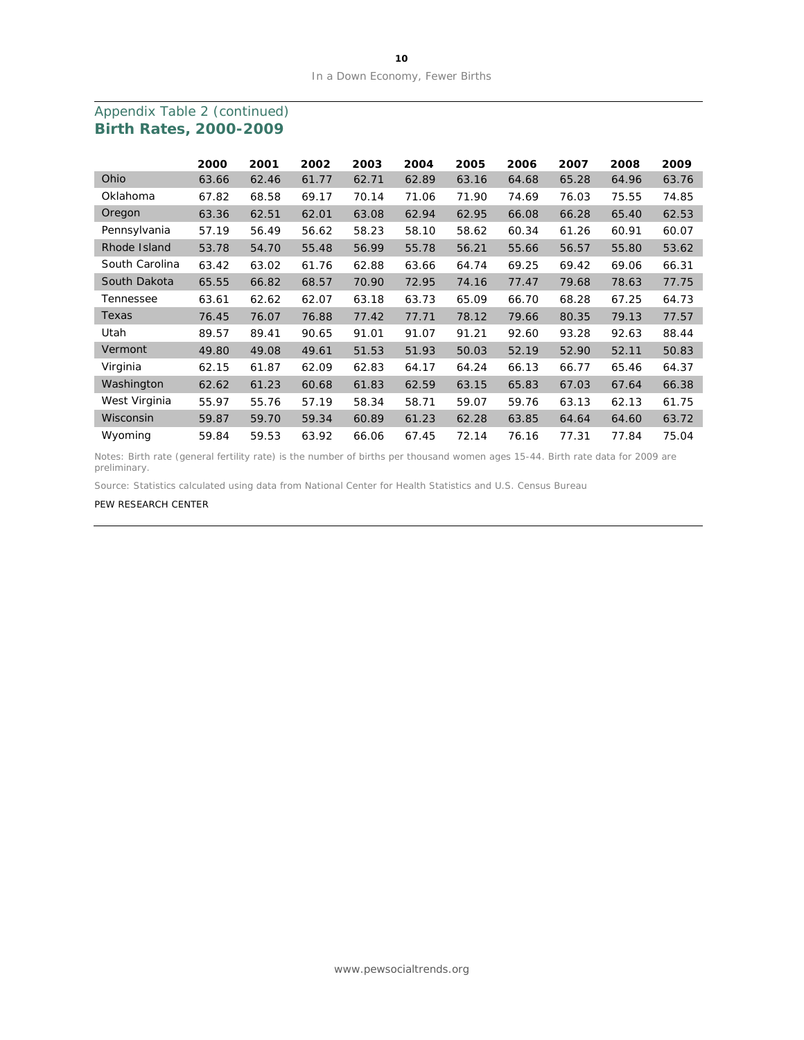## Appendix Table 2 (continued)
**Birth Rates, 2000-2009**

| | 2000 | 2001 | 2002 | 2003 | 2004 | 2005 | 2006 | 2007 | 2008 | 2009 |
|---|---|---|---|---|---|---|---|---|---|---|
| Ohio | 63.66 | 62.46 | 61.77 | 62.71 | 62.89 | 63.16 | 64.68 | 65.28 | 64.96 | 63.76 |
| Oklahoma | 67.82 | 68.58 | 69.17 | 70.14 | 71.06 | 71.90 | 74.69 | 76.03 | 75.55 | 74.85 |
| Oregon | 63.36 | 62.51 | 62.01 | 63.08 | 62.94 | 62.95 | 66.08 | 66.28 | 65.40 | 62.53 |
| Pennsylvania | 57.19 | 56.49 | 56.62 | 58.23 | 58.10 | 58.62 | 60.34 | 61.26 | 60.91 | 60.07 |
| Rhode Island | 53.78 | 54.70 | 55.48 | 56.99 | 55.78 | 56.21 | 55.66 | 56.57 | 55.80 | 53.62 |
| South Carolina | 63.42 | 63.02 | 61.76 | 62.88 | 63.66 | 64.74 | 69.25 | 69.42 | 69.06 | 66.31 |
| South Dakota | 65.55 | 66.82 | 68.57 | 70.90 | 72.95 | 74.16 | 77.47 | 79.68 | 78.63 | 77.75 |
| Tennessee | 63.61 | 62.62 | 62.07 | 63.18 | 63.73 | 65.09 | 66.70 | 68.28 | 67.25 | 64.73 |
| Texas | 76.45 | 76.07 | 76.88 | 77.42 | 77.71 | 78.12 | 79.66 | 80.35 | 79.13 | 77.57 |
| Utah | 89.57 | 89.41 | 90.65 | 91.01 | 91.07 | 91.21 | 92.60 | 93.28 | 92.63 | 88.44 |
| Vermont | 49.80 | 49.08 | 49.61 | 51.53 | 51.93 | 50.03 | 52.19 | 52.90 | 52.11 | 50.83 |
| Virginia | 62.15 | 61.87 | 62.09 | 62.83 | 64.17 | 64.24 | 66.13 | 66.77 | 65.46 | 64.37 |
| Washington | 62.62 | 61.23 | 60.68 | 61.83 | 62.59 | 63.15 | 65.83 | 67.03 | 67.64 | 66.38 |
| West Virginia | 55.97 | 55.76 | 57.19 | 58.34 | 58.71 | 59.07 | 59.76 | 63.13 | 62.13 | 61.75 |
| Wisconsin | 59.87 | 59.70 | 59.34 | 60.89 | 61.23 | 62.28 | 63.85 | 64.64 | 64.60 | 63.72 |
| Wyoming | 59.84 | 59.53 | 63.92 | 66.06 | 67.45 | 72.14 | 76.16 | 77.31 | 77.84 | 75.04 |

Notes: Birth rate (general fertility rate) is the number of births per thousand women ages 15-44. Birth rate data for 2009 are preliminary.

Source: Statistics calculated using data from National Center for Health Statistics and U.S. Census Bureau

PEW RESEARCH CENTER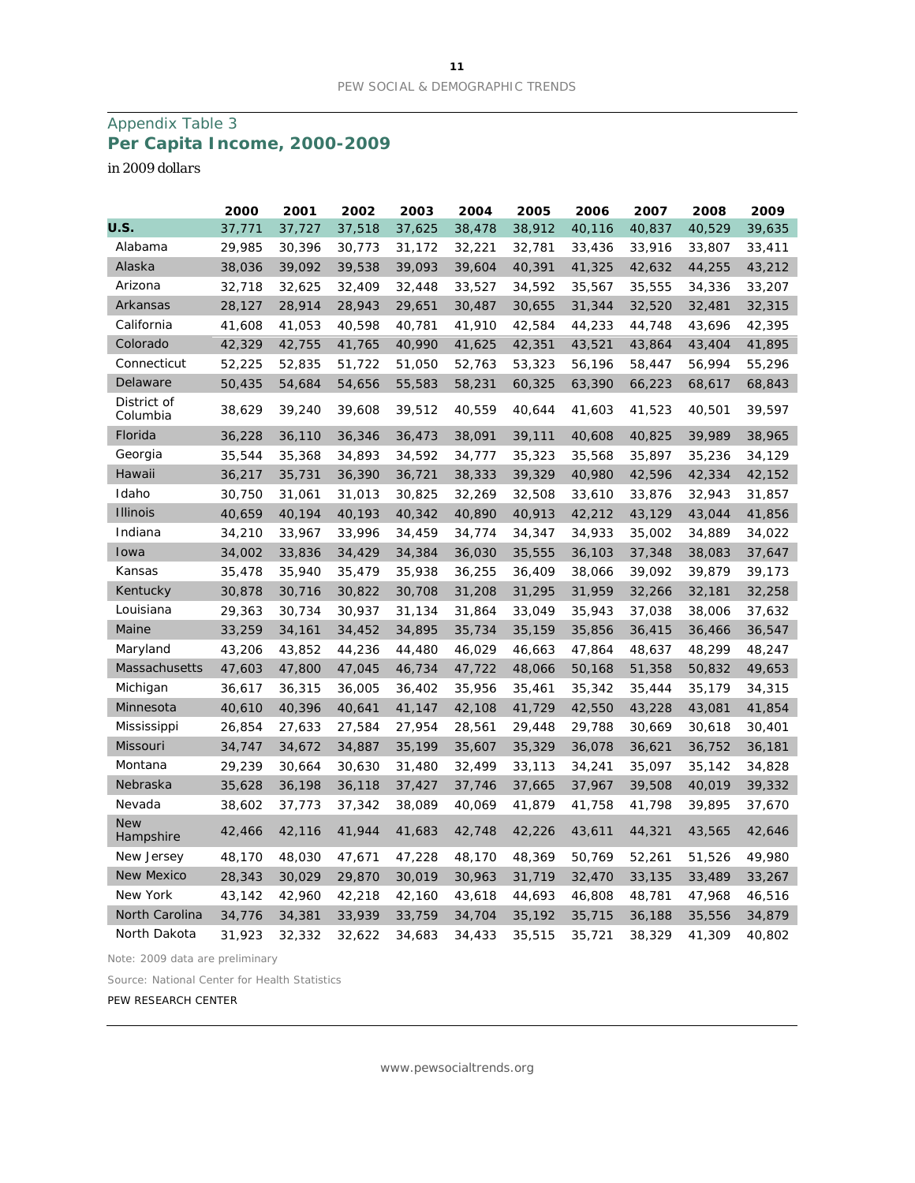## Appendix Table 3

### Per Capita Income, 2000-2009

*in 2009 dollars*

| | 2000 | 2001 | 2002 | 2003 | 2004 | 2005 | 2006 | 2007 | 2008 | 2009 |
|---|---|---|---|---|---|---|---|---|---|---|
| **U.S.** | 37,771 | 37,727 | 37,518 | 37,625 | 38,478 | 38,912 | 40,116 | 40,837 | 40,529 | 39,635 |
| Alabama | 29,985 | 30,396 | 30,773 | 31,172 | 32,221 | 32,781 | 33,436 | 33,916 | 33,807 | 33,411 |
| Alaska | 38,036 | 39,092 | 39,538 | 39,093 | 39,604 | 40,391 | 41,325 | 42,632 | 44,255 | 43,212 |
| Arizona | 32,718 | 32,625 | 32,409 | 32,448 | 33,527 | 34,592 | 35,567 | 35,555 | 34,336 | 33,207 |
| Arkansas | 28,127 | 28,914 | 28,943 | 29,651 | 30,487 | 30,655 | 31,344 | 32,520 | 32,481 | 32,315 |
| California | 41,608 | 41,053 | 40,598 | 40,781 | 41,910 | 42,584 | 44,233 | 44,748 | 43,696 | 42,395 |
| Colorado | 42,329 | 42,755 | 41,765 | 40,990 | 41,625 | 42,351 | 43,521 | 43,864 | 43,404 | 41,895 |
| Connecticut | 52,225 | 52,835 | 51,722 | 51,050 | 52,763 | 53,323 | 56,196 | 58,447 | 56,994 | 55,296 |
| Delaware | 50,435 | 54,684 | 54,656 | 55,583 | 58,231 | 60,325 | 63,390 | 66,223 | 68,617 | 68,843 |
| District of Columbia | 38,629 | 39,240 | 39,608 | 39,512 | 40,559 | 40,644 | 41,603 | 41,523 | 40,501 | 39,597 |
| Florida | 36,228 | 36,110 | 36,346 | 36,473 | 38,091 | 39,111 | 40,608 | 40,825 | 39,989 | 38,965 |
| Georgia | 35,544 | 35,368 | 34,893 | 34,592 | 34,777 | 35,323 | 35,568 | 35,897 | 35,236 | 34,129 |
| Hawaii | 36,217 | 35,731 | 36,390 | 36,721 | 38,333 | 39,329 | 40,980 | 42,596 | 42,334 | 42,152 |
| Idaho | 30,750 | 31,061 | 31,013 | 30,825 | 32,269 | 32,508 | 33,610 | 33,876 | 32,943 | 31,857 |
| Illinois | 40,659 | 40,194 | 40,193 | 40,342 | 40,890 | 40,913 | 42,212 | 43,129 | 43,044 | 41,856 |
| Indiana | 34,210 | 33,967 | 33,996 | 34,459 | 34,774 | 34,347 | 34,933 | 35,002 | 34,889 | 34,022 |
| Iowa | 34,002 | 33,836 | 34,429 | 34,384 | 36,030 | 35,555 | 36,103 | 37,348 | 38,083 | 37,647 |
| Kansas | 35,478 | 35,940 | 35,479 | 35,938 | 36,255 | 36,409 | 38,066 | 39,092 | 39,879 | 39,173 |
| Kentucky | 30,878 | 30,716 | 30,822 | 30,708 | 31,208 | 31,295 | 31,959 | 32,266 | 32,181 | 32,258 |
| Louisiana | 29,363 | 30,734 | 30,937 | 31,134 | 31,864 | 33,049 | 35,943 | 37,038 | 38,006 | 37,632 |
| Maine | 33,259 | 34,161 | 34,452 | 34,895 | 35,734 | 35,159 | 35,856 | 36,415 | 36,466 | 36,547 |
| Maryland | 43,206 | 43,852 | 44,236 | 44,480 | 46,029 | 46,663 | 47,864 | 48,637 | 48,299 | 48,247 |
| Massachusetts | 47,603 | 47,800 | 47,045 | 46,734 | 47,722 | 48,066 | 50,168 | 51,358 | 50,832 | 49,653 |
| Michigan | 36,617 | 36,315 | 36,005 | 36,402 | 35,956 | 35,461 | 35,342 | 35,444 | 35,179 | 34,315 |
| Minnesota | 40,610 | 40,396 | 40,641 | 41,147 | 42,108 | 41,729 | 42,550 | 43,228 | 43,081 | 41,854 |
| Mississippi | 26,854 | 27,633 | 27,584 | 27,954 | 28,561 | 29,448 | 29,788 | 30,669 | 30,618 | 30,401 |
| Missouri | 34,747 | 34,672 | 34,887 | 35,199 | 35,607 | 35,329 | 36,078 | 36,621 | 36,752 | 36,181 |
| Montana | 29,239 | 30,664 | 30,630 | 31,480 | 32,499 | 33,113 | 34,241 | 35,097 | 35,142 | 34,828 |
| Nebraska | 35,628 | 36,198 | 36,118 | 37,427 | 37,746 | 37,665 | 37,967 | 39,508 | 40,019 | 39,332 |
| Nevada | 38,602 | 37,773 | 37,342 | 38,089 | 40,069 | 41,879 | 41,758 | 41,798 | 39,895 | 37,670 |
| New Hampshire | 42,466 | 42,116 | 41,944 | 41,683 | 42,748 | 42,226 | 43,611 | 44,321 | 43,565 | 42,646 |
| New Jersey | 48,170 | 48,030 | 47,671 | 47,228 | 48,170 | 48,369 | 50,769 | 52,261 | 51,526 | 49,980 |
| New Mexico | 28,343 | 30,029 | 29,870 | 30,019 | 30,963 | 31,719 | 32,470 | 33,135 | 33,489 | 33,267 |
| New York | 43,142 | 42,960 | 42,218 | 42,160 | 43,618 | 44,693 | 46,808 | 48,781 | 47,968 | 46,516 |
| North Carolina | 34,776 | 34,381 | 33,939 | 33,759 | 34,704 | 35,192 | 35,715 | 36,188 | 35,556 | 34,879 |
| North Dakota | 31,923 | 32,332 | 32,622 | 34,683 | 34,433 | 35,515 | 35,721 | 38,329 | 41,309 | 40,802 |

Note: 2009 data are preliminary

Source: National Center for Health Statistics

PEW RESEARCH CENTER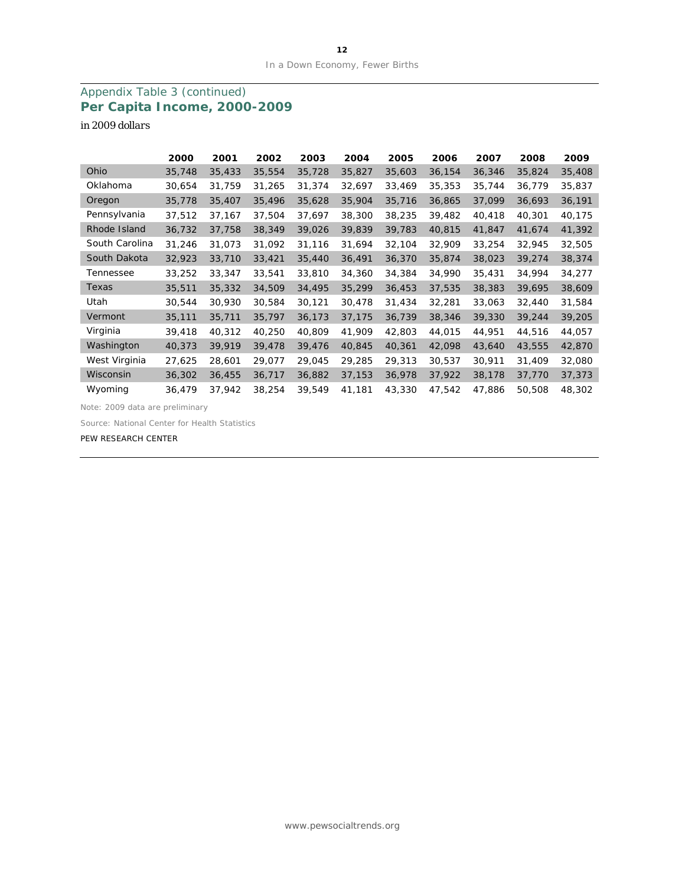## Appendix Table 3 (continued)
### Per Capita Income, 2000-2009

in 2009 dollars

| | 2000 | 2001 | 2002 | 2003 | 2004 | 2005 | 2006 | 2007 | 2008 | 2009 |
|---|---|---|---|---|---|---|---|---|---|---|
| Ohio | 35,748 | 35,433 | 35,554 | 35,728 | 35,827 | 35,603 | 36,154 | 36,346 | 35,824 | 35,408 |
| Oklahoma | 30,654 | 31,759 | 31,265 | 31,374 | 32,697 | 33,469 | 35,353 | 35,744 | 36,779 | 35,837 |
| Oregon | 35,778 | 35,407 | 35,496 | 35,628 | 35,904 | 35,716 | 36,865 | 37,099 | 36,693 | 36,191 |
| Pennsylvania | 37,512 | 37,167 | 37,504 | 37,697 | 38,300 | 38,235 | 39,482 | 40,418 | 40,301 | 40,175 |
| Rhode Island | 36,732 | 37,758 | 38,349 | 39,026 | 39,839 | 39,783 | 40,815 | 41,847 | 41,674 | 41,392 |
| South Carolina | 31,246 | 31,073 | 31,092 | 31,116 | 31,694 | 32,104 | 32,909 | 33,254 | 32,945 | 32,505 |
| South Dakota | 32,923 | 33,710 | 33,421 | 35,440 | 36,491 | 36,370 | 35,874 | 38,023 | 39,274 | 38,374 |
| Tennessee | 33,252 | 33,347 | 33,541 | 33,810 | 34,360 | 34,384 | 34,990 | 35,431 | 34,994 | 34,277 |
| Texas | 35,511 | 35,332 | 34,509 | 34,495 | 35,299 | 36,453 | 37,535 | 38,383 | 39,695 | 38,609 |
| Utah | 30,544 | 30,930 | 30,584 | 30,121 | 30,478 | 31,434 | 32,281 | 33,063 | 32,440 | 31,584 |
| Vermont | 35,111 | 35,711 | 35,797 | 36,173 | 37,175 | 36,739 | 38,346 | 39,330 | 39,244 | 39,205 |
| Virginia | 39,418 | 40,312 | 40,250 | 40,809 | 41,909 | 42,803 | 44,015 | 44,951 | 44,516 | 44,057 |
| Washington | 40,373 | 39,919 | 39,478 | 39,476 | 40,845 | 40,361 | 42,098 | 43,640 | 43,555 | 42,870 |
| West Virginia | 27,625 | 28,601 | 29,077 | 29,045 | 29,285 | 29,313 | 30,537 | 30,911 | 31,409 | 32,080 |
| Wisconsin | 36,302 | 36,455 | 36,717 | 36,882 | 37,153 | 36,978 | 37,922 | 38,178 | 37,770 | 37,373 |
| Wyoming | 36,479 | 37,942 | 38,254 | 39,549 | 41,181 | 43,330 | 47,542 | 47,886 | 50,508 | 48,302 |

Note: 2009 data are preliminary

Source: National Center for Health Statistics

PEW RESEARCH CENTER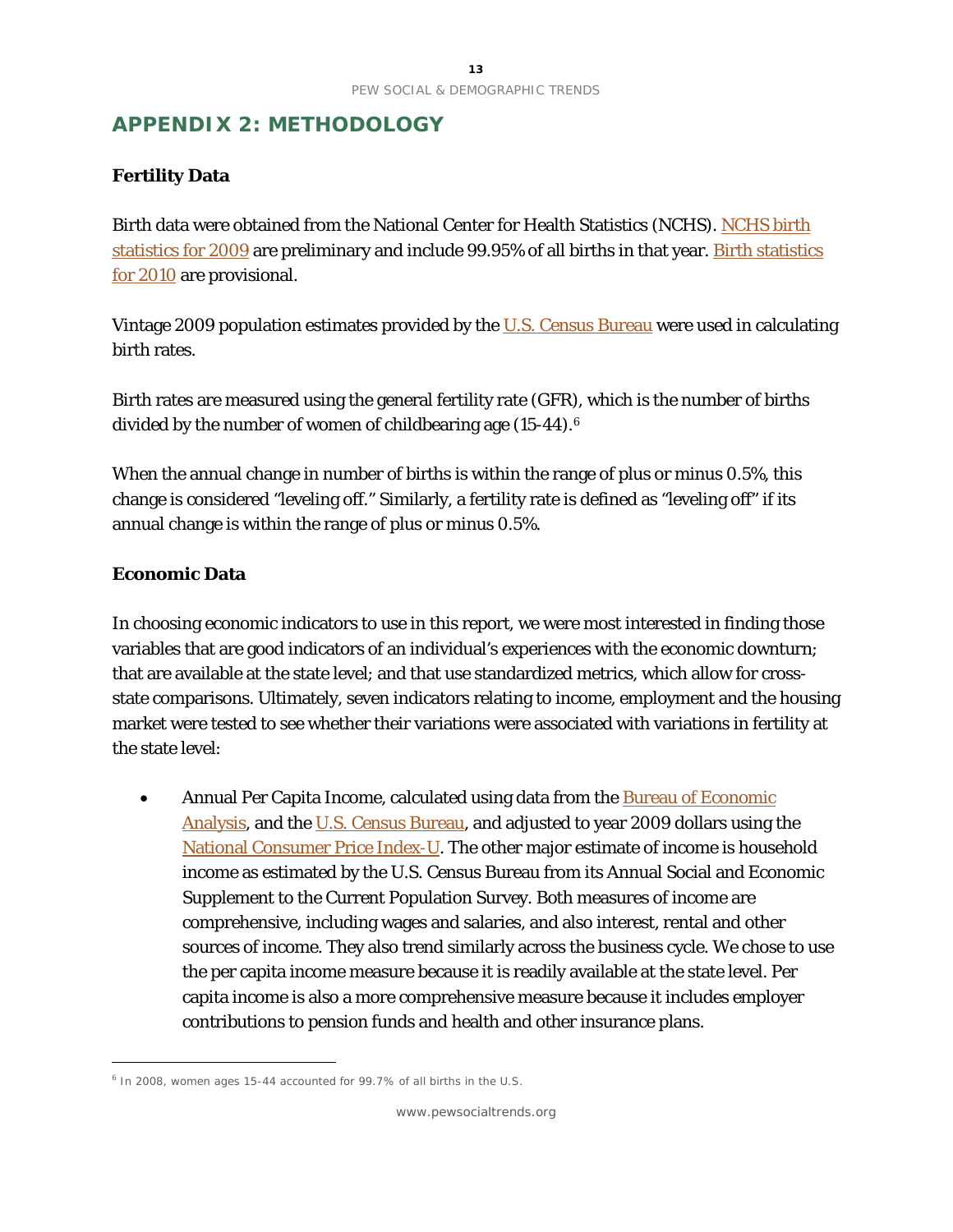## APPENDIX 2: METHODOLOGY

### Fertility Data

Birth data were obtained from the National Center for Health Statistics (NCHS). NCHS birth statistics for 2009 are preliminary and include 99.95% of all births in that year. Birth statistics for 2010 are provisional.

Vintage 2009 population estimates provided by the U.S. Census Bureau were used in calculating birth rates.

Birth rates are measured using the general fertility rate (GFR), which is the number of births divided by the number of women of childbearing age (15-44).[6]

When the annual change in number of births is within the range of plus or minus 0.5%, this change is considered "leveling off." Similarly, a fertility rate is defined as "leveling off" if its annual change is within the range of plus or minus 0.5%.

### Economic Data

In choosing economic indicators to use in this report, we were most interested in finding those variables that are good indicators of an individual's experiences with the economic downturn; that are available at the state level; and that use standardized metrics, which allow for cross-state comparisons. Ultimately, seven indicators relating to income, employment and the housing market were tested to see whether their variations were associated with variations in fertility at the state level:

- Annual Per Capita Income, calculated using data from the Bureau of Economic Analysis, and the U.S. Census Bureau, and adjusted to year 2009 dollars using the National Consumer Price Index-U. The other major estimate of income is household income as estimated by the U.S. Census Bureau from its Annual Social and Economic Supplement to the Current Population Survey. Both measures of income are comprehensive, including wages and salaries, and also interest, rental and other sources of income. They also trend similarly across the business cycle. We chose to use the per capita income measure because it is readily available at the state level. Per capita income is also a more comprehensive measure because it includes employer contributions to pension funds and health and other insurance plans.

[6] In 2008, women ages 15-44 accounted for 99.7% of all births in the U.S.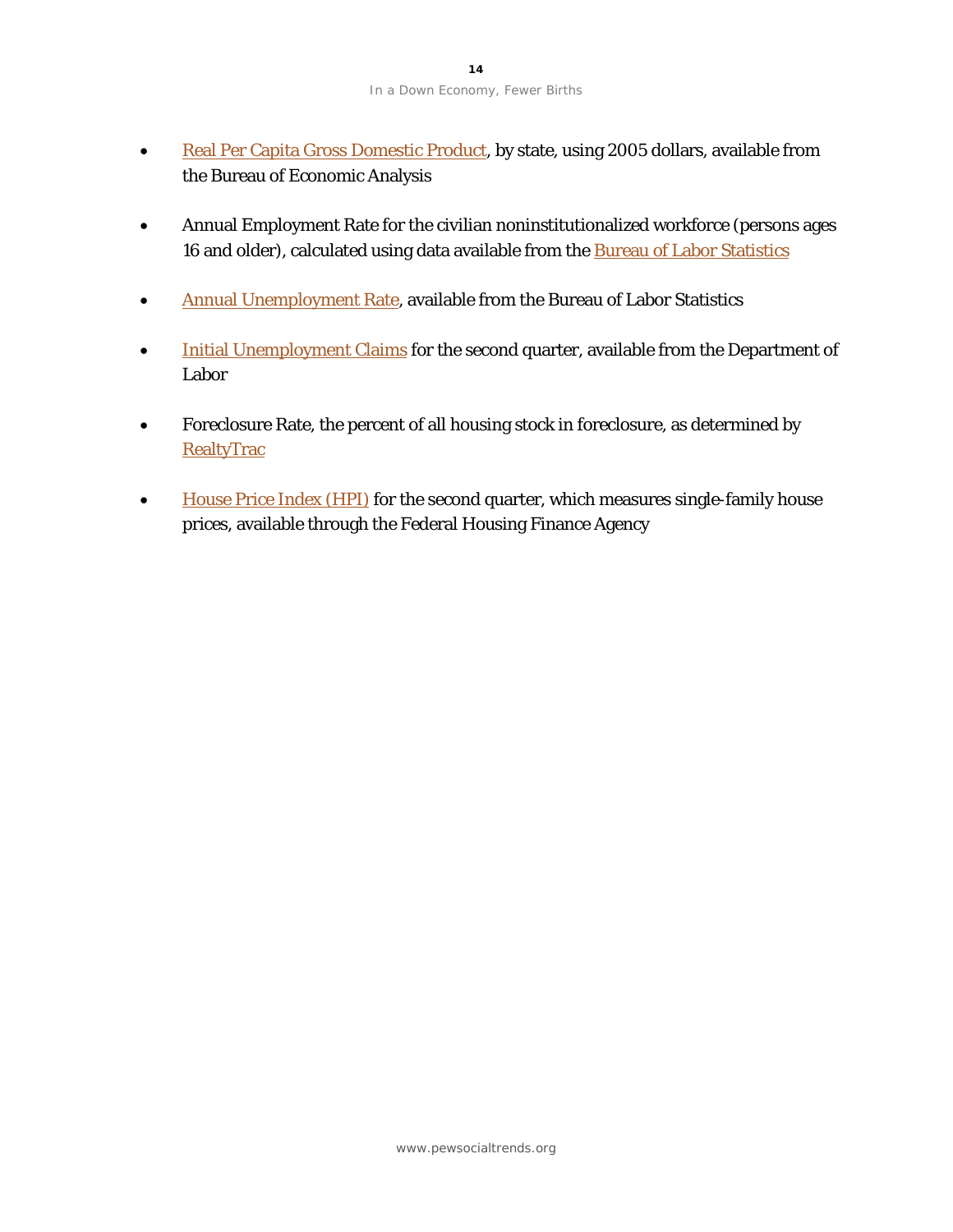- Real Per Capita Gross Domestic Product, by state, using 2005 dollars, available from the Bureau of Economic Analysis
- Annual Employment Rate for the civilian noninstitutionalized workforce (persons ages 16 and older), calculated using data available from the Bureau of Labor Statistics
- Annual Unemployment Rate, available from the Bureau of Labor Statistics
- Initial Unemployment Claims for the second quarter, available from the Department of Labor
- Foreclosure Rate, the percent of all housing stock in foreclosure, as determined by RealtyTrac
- House Price Index (HPI) for the second quarter, which measures single-family house prices, available through the Federal Housing Finance Agency